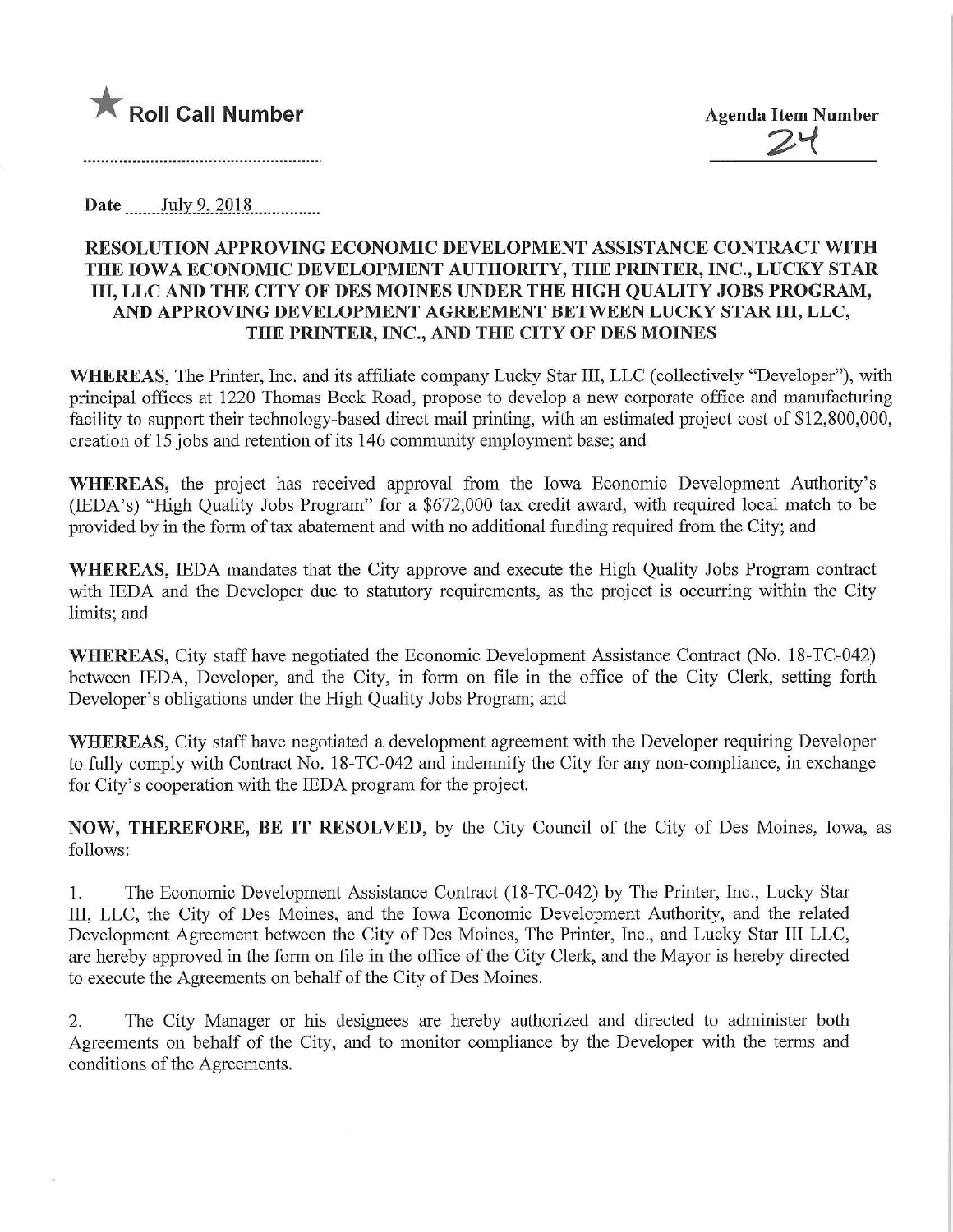★ **Roll Call Number**

**Agenda Item Number**
24

Date July 9, 2018

**RESOLUTION APPROVING ECONOMIC DEVELOPMENT ASSISTANCE CONTRACT WITH THE IOWA ECONOMIC DEVELOPMENT AUTHORITY, THE PRINTER, INC., LUCKY STAR III, LLC AND THE CITY OF DES MOINES UNDER THE HIGH QUALITY JOBS PROGRAM, AND APPROVING DEVELOPMENT AGREEMENT BETWEEN LUCKY STAR III, LLC, THE PRINTER, INC., AND THE CITY OF DES MOINES**

**WHEREAS**, The Printer, Inc. and its affiliate company Lucky Star III, LLC (collectively "Developer"), with principal offices at 1220 Thomas Beck Road, propose to develop a new corporate office and manufacturing facility to support their technology-based direct mail printing, with an estimated project cost of $12,800,000, creation of 15 jobs and retention of its 146 community employment base; and

**WHEREAS,** the project has received approval from the Iowa Economic Development Authority's (IEDA's) "High Quality Jobs Program" for a $672,000 tax credit award, with required local match to be provided by in the form of tax abatement and with no additional funding required from the City; and

**WHEREAS,** IEDA mandates that the City approve and execute the High Quality Jobs Program contract with IEDA and the Developer due to statutory requirements, as the project is occurring within the City limits; and

**WHEREAS,** City staff have negotiated the Economic Development Assistance Contract (No. 18-TC-042) between IEDA, Developer, and the City, in form on file in the office of the City Clerk, setting forth Developer's obligations under the High Quality Jobs Program; and

**WHEREAS,** City staff have negotiated a development agreement with the Developer requiring Developer to fully comply with Contract No. 18-TC-042 and indemnify the City for any non-compliance, in exchange for City's cooperation with the IEDA program for the project.

**NOW, THEREFORE, BE IT RESOLVED**, by the City Council of the City of Des Moines, Iowa, as follows:

1. The Economic Development Assistance Contract (18-TC-042) by The Printer, Inc., Lucky Star III, LLC, the City of Des Moines, and the Iowa Economic Development Authority, and the related Development Agreement between the City of Des Moines, The Printer, Inc., and Lucky Star III LLC, are hereby approved in the form on file in the office of the City Clerk, and the Mayor is hereby directed to execute the Agreements on behalf of the City of Des Moines.

2. The City Manager or his designees are hereby authorized and directed to administer both Agreements on behalf of the City, and to monitor compliance by the Developer with the terms and conditions of the Agreements.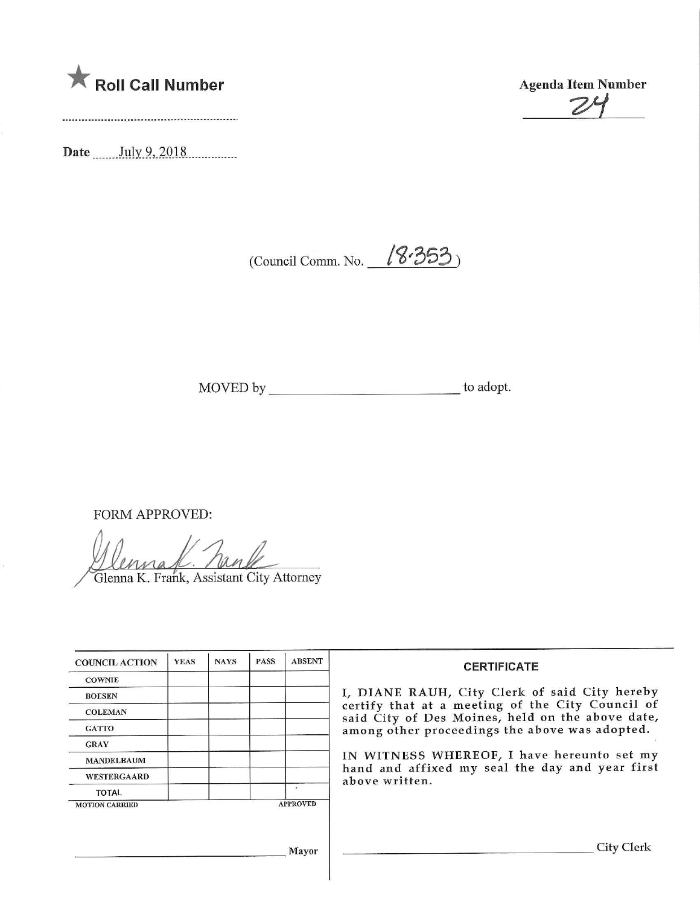★ **Roll Call Number**

**Agenda Item Number**
24

**Date** July 9, 2018

(Council Comm. No. 18-353)

MOVED by ____________________ to adopt.

FORM APPROVED:

Glenna K. Frank, Assistant City Attorney

| COUNCIL ACTION | YEAS | NAYS | PASS | ABSENT |
|---|---|---|---|---|
| COWNIE | | | | |
| BOESEN | | | | |
| COLEMAN | | | | |
| GATTO | | | | |
| GRAY | | | | |
| MANDELBAUM | | | | |
| WESTERGAARD | | | | |
| TOTAL | | | | |

MOTION CARRIED APPROVED

____________________ Mayor

**CERTIFICATE**

I, DIANE RAUH, City Clerk of said City hereby certify that at a meeting of the City Council of said City of Des Moines, held on the above date, among other proceedings the above was adopted.

IN WITNESS WHEREOF, I have hereunto set my hand and affixed my seal the day and year first above written.

____________________ City Clerk